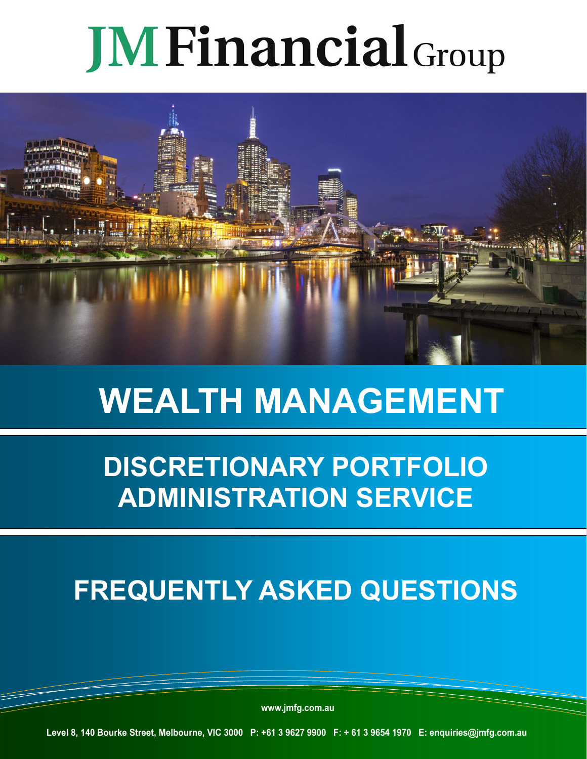# JM Financial Group

# WEALTH MANAGEMENT

## DISCRETIONARY PORTFOLIO ADMINISTRATION SERVICE

## FREQUENTLY ASKED QUESTIONS

www.jmfg.com.au

Level 8, 140 Bourke Street, Melbourne, VIC 3000 P: +61 3 9627 9900 F: + 61 3 9654 1970 E: enquiries@jmfg.com.au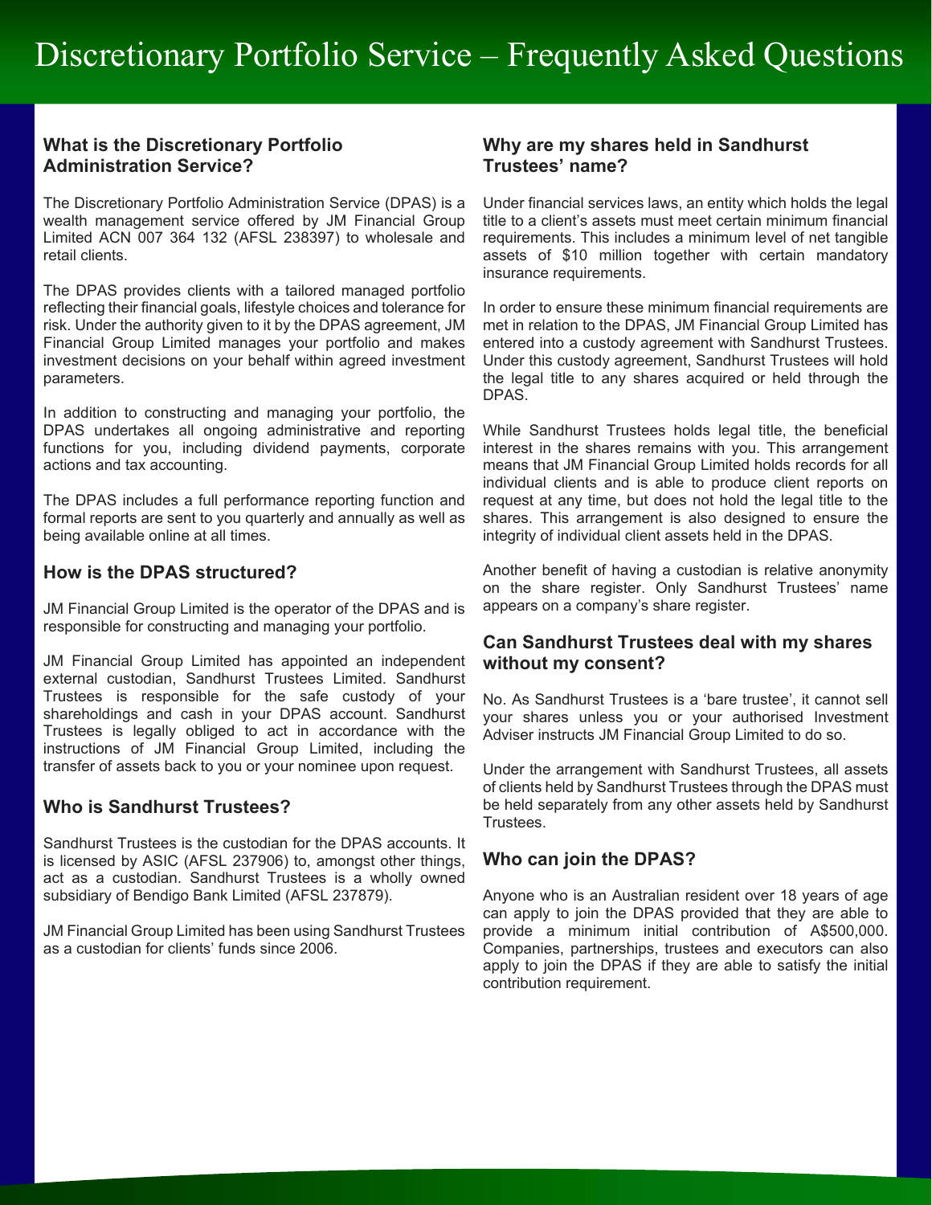# Discretionary Portfolio Service – Frequently Asked Questions

### What is the Discretionary Portfolio Administration Service?

The Discretionary Portfolio Administration Service (DPAS) is a wealth management service offered by JM Financial Group Limited ACN 007 364 132 (AFSL 238397) to wholesale and retail clients.

The DPAS provides clients with a tailored managed portfolio reflecting their financial goals, lifestyle choices and tolerance for risk. Under the authority given to it by the DPAS agreement, JM Financial Group Limited manages your portfolio and makes investment decisions on your behalf within agreed investment parameters.

In addition to constructing and managing your portfolio, the DPAS undertakes all ongoing administrative and reporting functions for you, including dividend payments, corporate actions and tax accounting.

The DPAS includes a full performance reporting function and formal reports are sent to you quarterly and annually as well as being available online at all times.

### How is the DPAS structured?

JM Financial Group Limited is the operator of the DPAS and is responsible for constructing and managing your portfolio.

JM Financial Group Limited has appointed an independent external custodian, Sandhurst Trustees Limited. Sandhurst Trustees is responsible for the safe custody of your shareholdings and cash in your DPAS account. Sandhurst Trustees is legally obliged to act in accordance with the instructions of JM Financial Group Limited, including the transfer of assets back to you or your nominee upon request.

### Who is Sandhurst Trustees?

Sandhurst Trustees is the custodian for the DPAS accounts. It is licensed by ASIC (AFSL 237906) to, amongst other things, act as a custodian. Sandhurst Trustees is a wholly owned subsidiary of Bendigo Bank Limited (AFSL 237879).

JM Financial Group Limited has been using Sandhurst Trustees as a custodian for clients' funds since 2006.

### Why are my shares held in Sandhurst Trustees' name?

Under financial services laws, an entity which holds the legal title to a client's assets must meet certain minimum financial requirements. This includes a minimum level of net tangible assets of $10 million together with certain mandatory insurance requirements.

In order to ensure these minimum financial requirements are met in relation to the DPAS, JM Financial Group Limited has entered into a custody agreement with Sandhurst Trustees. Under this custody agreement, Sandhurst Trustees will hold the legal title to any shares acquired or held through the DPAS.

While Sandhurst Trustees holds legal title, the beneficial interest in the shares remains with you. This arrangement means that JM Financial Group Limited holds records for all individual clients and is able to produce client reports on request at any time, but does not hold the legal title to the shares. This arrangement is also designed to ensure the integrity of individual client assets held in the DPAS.

Another benefit of having a custodian is relative anonymity on the share register. Only Sandhurst Trustees' name appears on a company's share register.

### Can Sandhurst Trustees deal with my shares without my consent?

No. As Sandhurst Trustees is a 'bare trustee', it cannot sell your shares unless you or your authorised Investment Adviser instructs JM Financial Group Limited to do so.

Under the arrangement with Sandhurst Trustees, all assets of clients held by Sandhurst Trustees through the DPAS must be held separately from any other assets held by Sandhurst Trustees.

### Who can join the DPAS?

Anyone who is an Australian resident over 18 years of age can apply to join the DPAS provided that they are able to provide a minimum initial contribution of A$500,000. Companies, partnerships, trustees and executors can also apply to join the DPAS if they are able to satisfy the initial contribution requirement.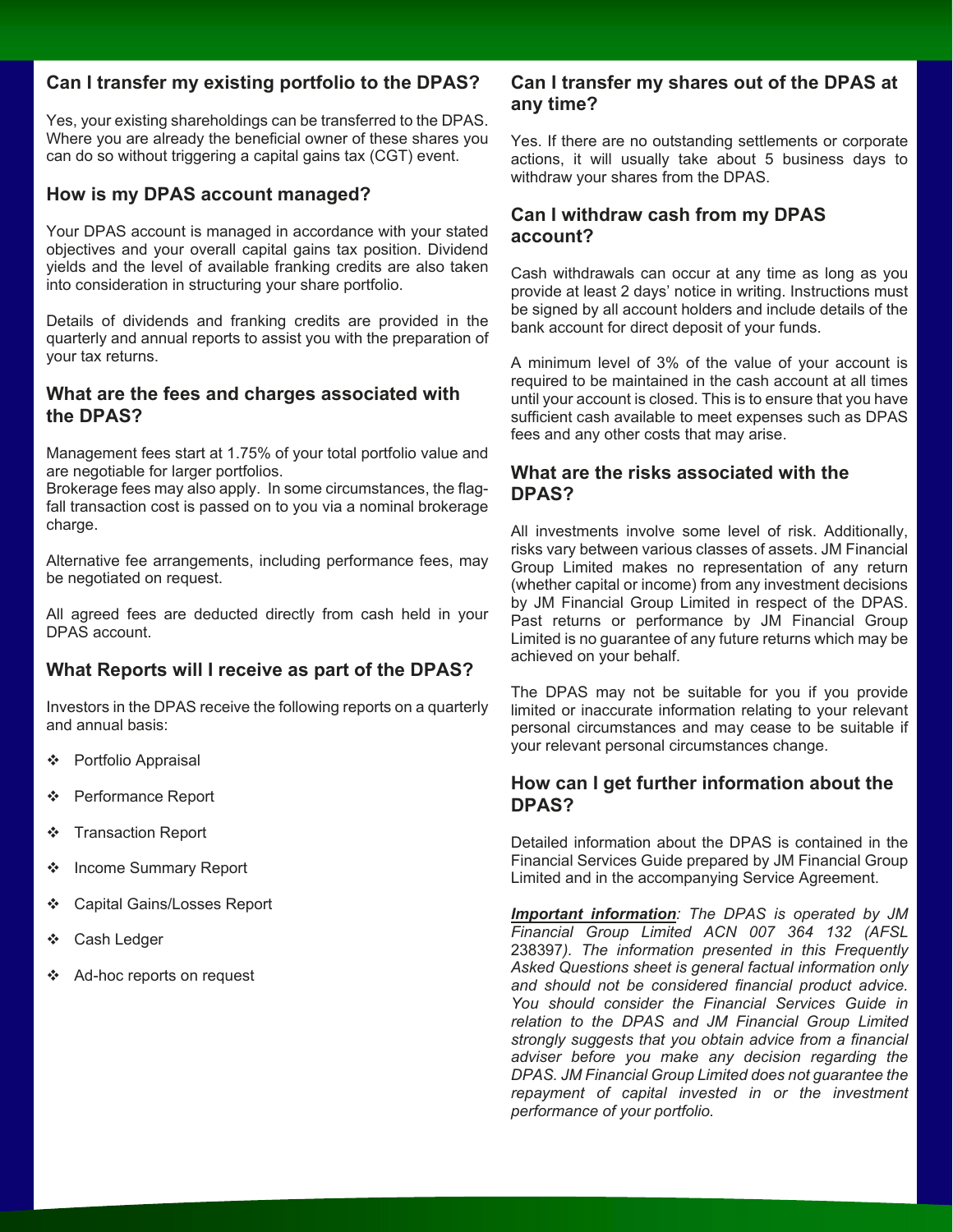## Can I transfer my existing portfolio to the DPAS?

Yes, your existing shareholdings can be transferred to the DPAS. Where you are already the beneficial owner of these shares you can do so without triggering a capital gains tax (CGT) event.

## How is my DPAS account managed?

Your DPAS account is managed in accordance with your stated objectives and your overall capital gains tax position. Dividend yields and the level of available franking credits are also taken into consideration in structuring your share portfolio.

Details of dividends and franking credits are provided in the quarterly and annual reports to assist you with the preparation of your tax returns.

## What are the fees and charges associated with the DPAS?

Management fees start at 1.75% of your total portfolio value and are negotiable for larger portfolios.
Brokerage fees may also apply. In some circumstances, the flag-fall transaction cost is passed on to you via a nominal brokerage charge.

Alternative fee arrangements, including performance fees, may be negotiated on request.

All agreed fees are deducted directly from cash held in your DPAS account.

## What Reports will I receive as part of the DPAS?

Investors in the DPAS receive the following reports on a quarterly and annual basis:

- Portfolio Appraisal
- Performance Report
- Transaction Report
- Income Summary Report
- Capital Gains/Losses Report
- Cash Ledger
- Ad-hoc reports on request

## Can I transfer my shares out of the DPAS at any time?

Yes. If there are no outstanding settlements or corporate actions, it will usually take about 5 business days to withdraw your shares from the DPAS.

## Can I withdraw cash from my DPAS account?

Cash withdrawals can occur at any time as long as you provide at least 2 days' notice in writing. Instructions must be signed by all account holders and include details of the bank account for direct deposit of your funds.

A minimum level of 3% of the value of your account is required to be maintained in the cash account at all times until your account is closed. This is to ensure that you have sufficient cash available to meet expenses such as DPAS fees and any other costs that may arise.

## What are the risks associated with the DPAS?

All investments involve some level of risk. Additionally, risks vary between various classes of assets. JM Financial Group Limited makes no representation of any return (whether capital or income) from any investment decisions by JM Financial Group Limited in respect of the DPAS. Past returns or performance by JM Financial Group Limited is no guarantee of any future returns which may be achieved on your behalf.

The DPAS may not be suitable for you if you provide limited or inaccurate information relating to your relevant personal circumstances and may cease to be suitable if your relevant personal circumstances change.

## How can I get further information about the DPAS?

Detailed information about the DPAS is contained in the Financial Services Guide prepared by JM Financial Group Limited and in the accompanying Service Agreement.

***Important information****: The DPAS is operated by JM Financial Group Limited ACN 007 364 132 (AFSL* 238397*). The information presented in this Frequently Asked Questions sheet is general factual information only and should not be considered financial product advice. You should consider the Financial Services Guide in relation to the DPAS and JM Financial Group Limited strongly suggests that you obtain advice from a financial adviser before you make any decision regarding the DPAS. JM Financial Group Limited does not guarantee the repayment of capital invested in or the investment performance of your portfolio.*